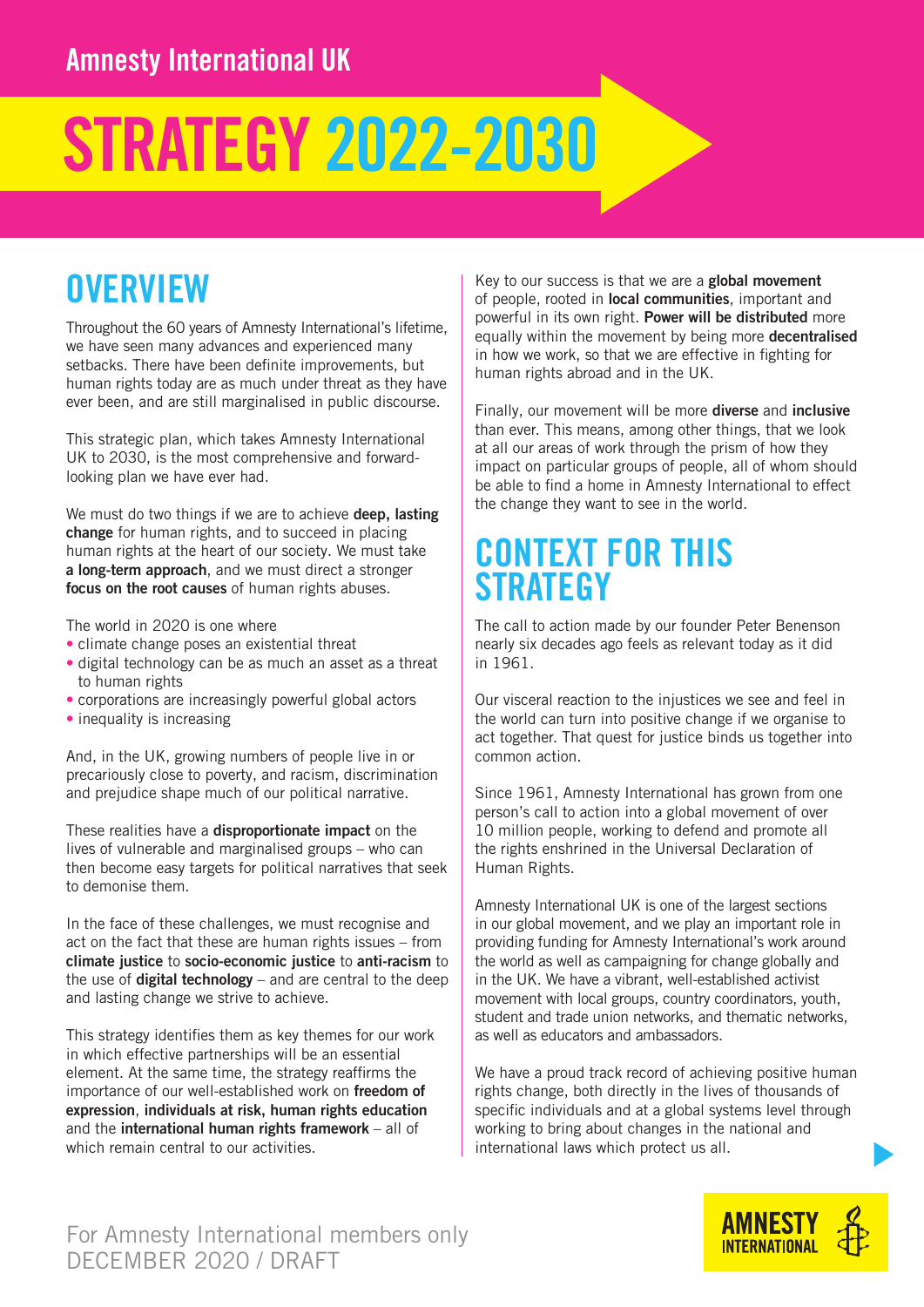Amnesty International UK

# STRATEGY 2022-2030

## OVERVIEW

Throughout the 60 years of Amnesty International's lifetime, we have seen many advances and experienced many setbacks. There have been definite improvements, but human rights today are as much under threat as they have ever been, and are still marginalised in public discourse.

This strategic plan, which takes Amnesty International UK to 2030, is the most comprehensive and forward-looking plan we have ever had.

We must do two things if we are to achieve **deep, lasting change** for human rights, and to succeed in placing human rights at the heart of our society. We must take **a long-term approach**, and we must direct a stronger **focus on the root causes** of human rights abuses.

The world in 2020 is one where

- climate change poses an existential threat
- digital technology can be as much an asset as a threat to human rights
- corporations are increasingly powerful global actors
- inequality is increasing

And, in the UK, growing numbers of people live in or precariously close to poverty, and racism, discrimination and prejudice shape much of our political narrative.

These realities have a **disproportionate impact** on the lives of vulnerable and marginalised groups – who can then become easy targets for political narratives that seek to demonise them.

In the face of these challenges, we must recognise and act on the fact that these are human rights issues – from **climate justice** to **socio-economic justice** to **anti-racism** to the use of **digital technology** – and are central to the deep and lasting change we strive to achieve.

This strategy identifies them as key themes for our work in which effective partnerships will be an essential element. At the same time, the strategy reaffirms the importance of our well-established work on **freedom of expression**, **individuals at risk, human rights education** and the **international human rights framework** – all of which remain central to our activities.

Key to our success is that we are a **global movement** of people, rooted in **local communities**, important and powerful in its own right. **Power will be distributed** more equally within the movement by being more **decentralised** in how we work, so that we are effective in fighting for human rights abroad and in the UK.

Finally, our movement will be more **diverse** and **inclusive** than ever. This means, among other things, that we look at all our areas of work through the prism of how they impact on particular groups of people, all of whom should be able to find a home in Amnesty International to effect the change they want to see in the world.

## CONTEXT FOR THIS STRATEGY

The call to action made by our founder Peter Benenson nearly six decades ago feels as relevant today as it did in 1961.

Our visceral reaction to the injustices we see and feel in the world can turn into positive change if we organise to act together. That quest for justice binds us together into common action.

Since 1961, Amnesty International has grown from one person's call to action into a global movement of over 10 million people, working to defend and promote all the rights enshrined in the Universal Declaration of Human Rights.

Amnesty International UK is one of the largest sections in our global movement, and we play an important role in providing funding for Amnesty International's work around the world as well as campaigning for change globally and in the UK. We have a vibrant, well-established activist movement with local groups, country coordinators, youth, student and trade union networks, and thematic networks, as well as educators and ambassadors.

We have a proud track record of achieving positive human rights change, both directly in the lives of thousands of specific individuals and at a global systems level through working to bring about changes in the national and international laws which protect us all.

For Amnesty International members only
DECEMBER 2020 / DRAFT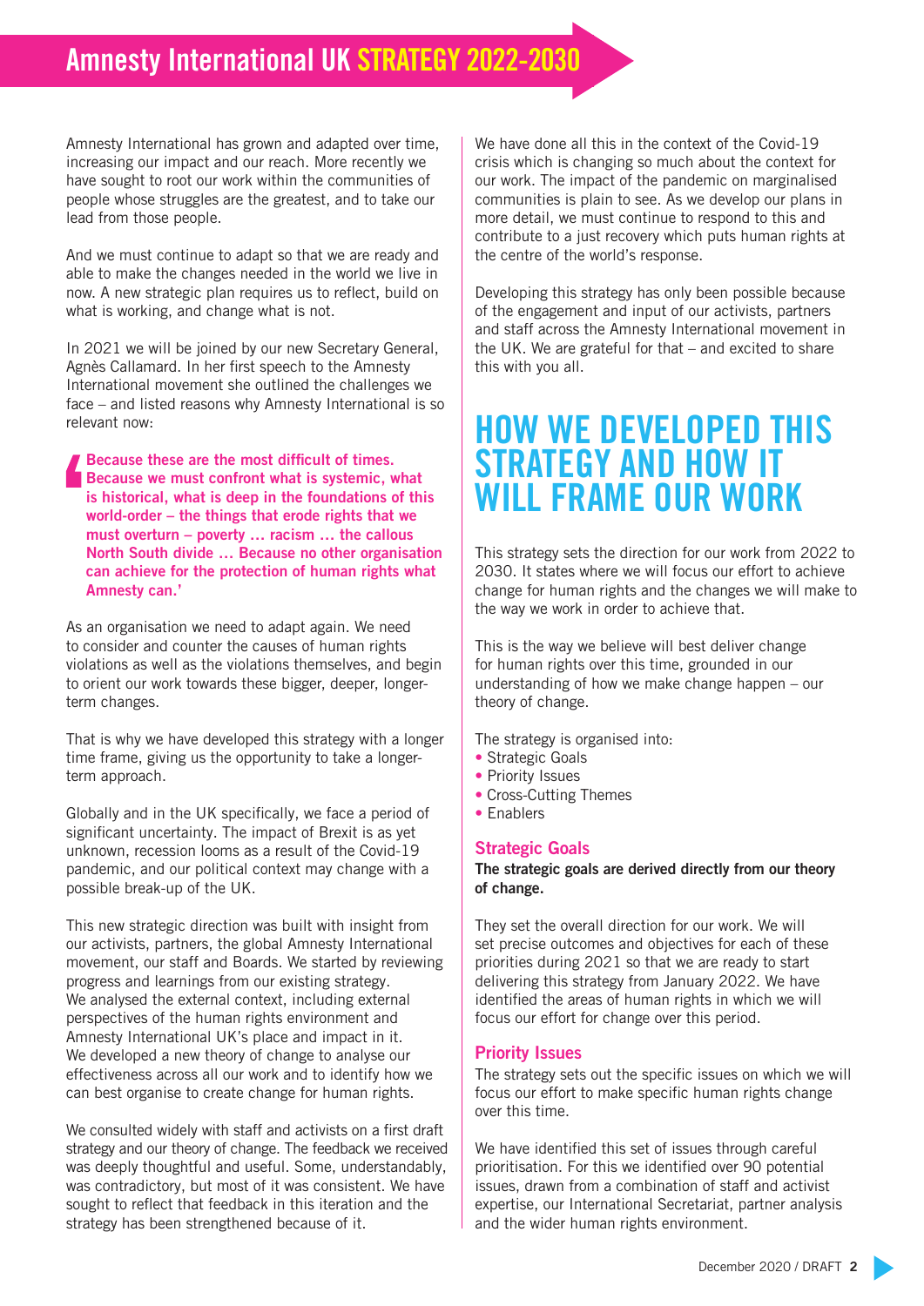Amnesty International has grown and adapted over time, increasing our impact and our reach. More recently we have sought to root our work within the communities of people whose struggles are the greatest, and to take our lead from those people.

And we must continue to adapt so that we are ready and able to make the changes needed in the world we live in now. A new strategic plan requires us to reflect, build on what is working, and change what is not.

In 2021 we will be joined by our new Secretary General, Agnès Callamard. In her first speech to the Amnesty International movement she outlined the challenges we face – and listed reasons why Amnesty International is so relevant now:

> **'Because these are the most difficult of times. Because we must confront what is systemic, what is historical, what is deep in the foundations of this world-order – the things that erode rights that we must overturn – poverty … racism … the callous North South divide … Because no other organisation can achieve for the protection of human rights what Amnesty can.'**

As an organisation we need to adapt again. We need to consider and counter the causes of human rights violations as well as the violations themselves, and begin to orient our work towards these bigger, deeper, longer-term changes.

That is why we have developed this strategy with a longer time frame, giving us the opportunity to take a longer-term approach.

Globally and in the UK specifically, we face a period of significant uncertainty. The impact of Brexit is as yet unknown, recession looms as a result of the Covid-19 pandemic, and our political context may change with a possible break-up of the UK.

This new strategic direction was built with insight from our activists, partners, the global Amnesty International movement, our staff and Boards. We started by reviewing progress and learnings from our existing strategy. We analysed the external context, including external perspectives of the human rights environment and Amnesty International UK's place and impact in it. We developed a new theory of change to analyse our effectiveness across all our work and to identify how we can best organise to create change for human rights.

We consulted widely with staff and activists on a first draft strategy and our theory of change. The feedback we received was deeply thoughtful and useful. Some, understandably, was contradictory, but most of it was consistent. We have sought to reflect that feedback in this iteration and the strategy has been strengthened because of it.

We have done all this in the context of the Covid-19 crisis which is changing so much about the context for our work. The impact of the pandemic on marginalised communities is plain to see. As we develop our plans in more detail, we must continue to respond to this and contribute to a just recovery which puts human rights at the centre of the world's response.

Developing this strategy has only been possible because of the engagement and input of our activists, partners and staff across the Amnesty International movement in the UK. We are grateful for that – and excited to share this with you all.

# HOW WE DEVELOPED THIS STRATEGY AND HOW IT WILL FRAME OUR WORK

This strategy sets the direction for our work from 2022 to 2030. It states where we will focus our effort to achieve change for human rights and the changes we will make to the way we work in order to achieve that.

This is the way we believe will best deliver change for human rights over this time, grounded in our understanding of how we make change happen – our theory of change.

The strategy is organised into:

- Strategic Goals
- Priority Issues
- Cross-Cutting Themes
- Enablers

## Strategic Goals

**The strategic goals are derived directly from our theory of change.**

They set the overall direction for our work. We will set precise outcomes and objectives for each of these priorities during 2021 so that we are ready to start delivering this strategy from January 2022. We have identified the areas of human rights in which we will focus our effort for change over this period.

## Priority Issues

The strategy sets out the specific issues on which we will focus our effort to make specific human rights change over this time.

We have identified this set of issues through careful prioritisation. For this we identified over 90 potential issues, drawn from a combination of staff and activist expertise, our International Secretariat, partner analysis and the wider human rights environment.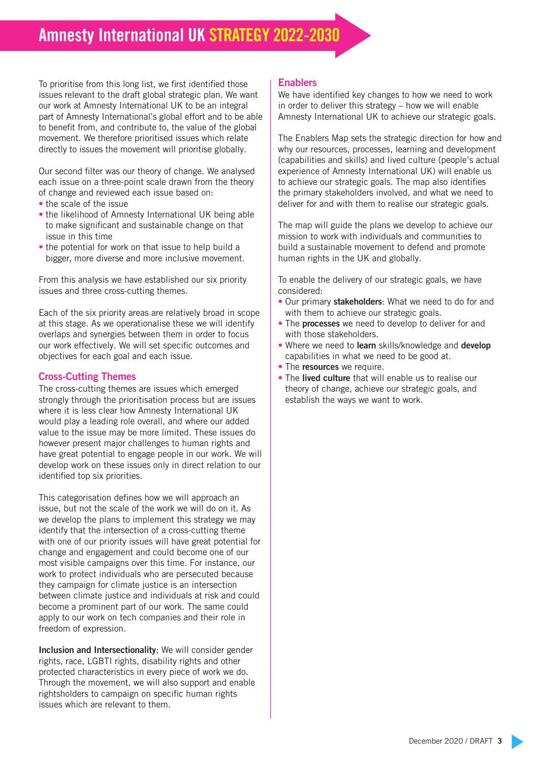To prioritise from this long list, we first identified those issues relevant to the draft global strategic plan. We want our work at Amnesty International UK to be an integral part of Amnesty International's global effort and to be able to benefit from, and contribute to, the value of the global movement. We therefore prioritised issues which relate directly to issues the movement will prioritise globally.

Our second filter was our theory of change. We analysed each issue on a three-point scale drawn from the theory of change and reviewed each issue based on:

- the scale of the issue
- the likelihood of Amnesty International UK being able to make significant and sustainable change on that issue in this time
- the potential for work on that issue to help build a bigger, more diverse and more inclusive movement.

From this analysis we have established our six priority issues and three cross-cutting themes.

Each of the six priority areas are relatively broad in scope at this stage. As we operationalise these we will identify overlaps and synergies between them in order to focus our work effectively. We will set specific outcomes and objectives for each goal and each issue.

## Cross-Cutting Themes

The cross-cutting themes are issues which emerged strongly through the prioritisation process but are issues where it is less clear how Amnesty International UK would play a leading role overall, and where our added value to the issue may be more limited. These issues do however present major challenges to human rights and have great potential to engage people in our work. We will develop work on these issues only in direct relation to our identified top six priorities.

This categorisation defines how we will approach an issue, but not the scale of the work we will do on it. As we develop the plans to implement this strategy we may identify that the intersection of a cross-cutting theme with one of our priority issues will have great potential for change and engagement and could become one of our most visible campaigns over this time. For instance, our work to protect individuals who are persecuted because they campaign for climate justice is an intersection between climate justice and individuals at risk and could become a prominent part of our work. The same could apply to our work on tech companies and their role in freedom of expression.

**Inclusion and Intersectionality**; We will consider gender rights, race, LGBTI rights, disability rights and other protected characteristics in every piece of work we do. Through the movement, we will also support and enable rightsholders to campaign on specific human rights issues which are relevant to them.

## Enablers

We have identified key changes to how we need to work in order to deliver this strategy – how we will enable Amnesty International UK to achieve our strategic goals.

The Enablers Map sets the strategic direction for how and why our resources, processes, learning and development (capabilities and skills) and lived culture (people's actual experience of Amnesty International UK) will enable us to achieve our strategic goals. The map also identifies the primary stakeholders involved, and what we need to deliver for and with them to realise our strategic goals.

The map will guide the plans we develop to achieve our mission to work with individuals and communities to build a sustainable movement to defend and promote human rights in the UK and globally.

To enable the delivery of our strategic goals, we have considered:

- Our primary **stakeholders**: What we need to do for and with them to achieve our strategic goals.
- The **processes** we need to develop to deliver for and with those stakeholders.
- Where we need to **learn** skills/knowledge and **develop** capabilities in what we need to be good at.
- The **resources** we require.
- The **lived culture** that will enable us to realise our theory of change, achieve our strategic goals, and establish the ways we want to work.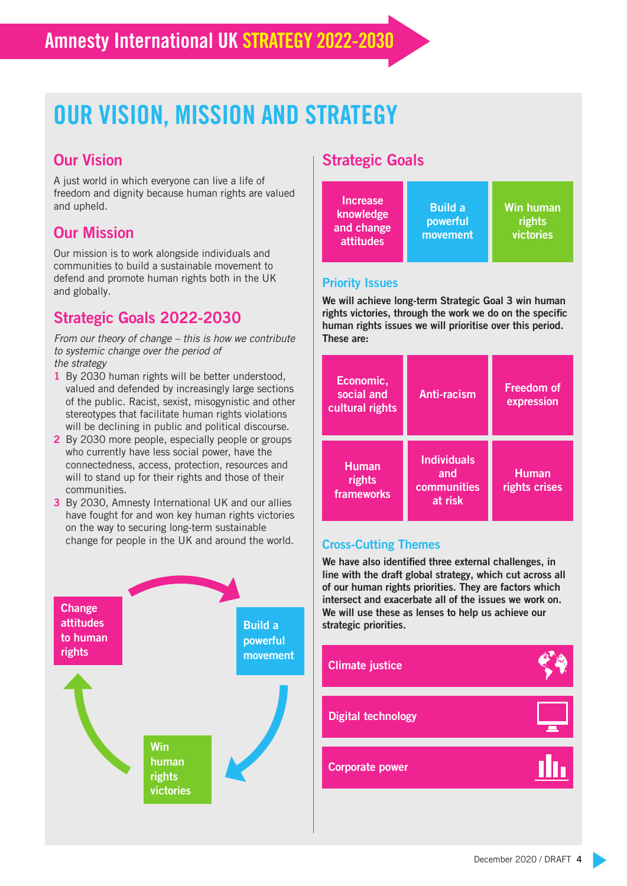# OUR VISION, MISSION AND STRATEGY

## Our Vision

A just world in which everyone can live a life of freedom and dignity because human rights are valued and upheld.

## Our Mission

Our mission is to work alongside individuals and communities to build a sustainable movement to defend and promote human rights both in the UK and globally.

## Strategic Goals 2022-2030

*From our theory of change – this is how we contribute to systemic change over the period of the strategy*

1. By 2030 human rights will be better understood, valued and defended by increasingly large sections of the public. Racist, sexist, misogynistic and other stereotypes that facilitate human rights violations will be declining in public and political discourse.
2. By 2030 more people, especially people or groups who currently have less social power, have the connectedness, access, protection, resources and will to stand up for their rights and those of their communities.
3. By 2030, Amnesty International UK and our allies have fought for and won key human rights victories on the way to securing long-term sustainable change for people in the UK and around the world.

Change attitudes to human rights → Build a powerful movement → Win human rights victories → Change attitudes to human rights

## Strategic Goals

- Increase knowledge and change attitudes
- Build a powerful movement
- Win human rights victories

### Priority Issues

**We will achieve long-term Strategic Goal 3 win human rights victories, through the work we do on the specific human rights issues we will prioritise over this period. These are:**

- Economic, social and cultural rights
- Anti-racism
- Freedom of expression
- Human rights frameworks
- Individuals and communities at risk
- Human rights crises

### Cross-Cutting Themes

**We have also identified three external challenges, in line with the draft global strategy, which cut across all of our human rights priorities. They are factors which intersect and exacerbate all of the issues we work on. We will use these as lenses to help us achieve our strategic priorities.**

- Climate justice
- Digital technology
- Corporate power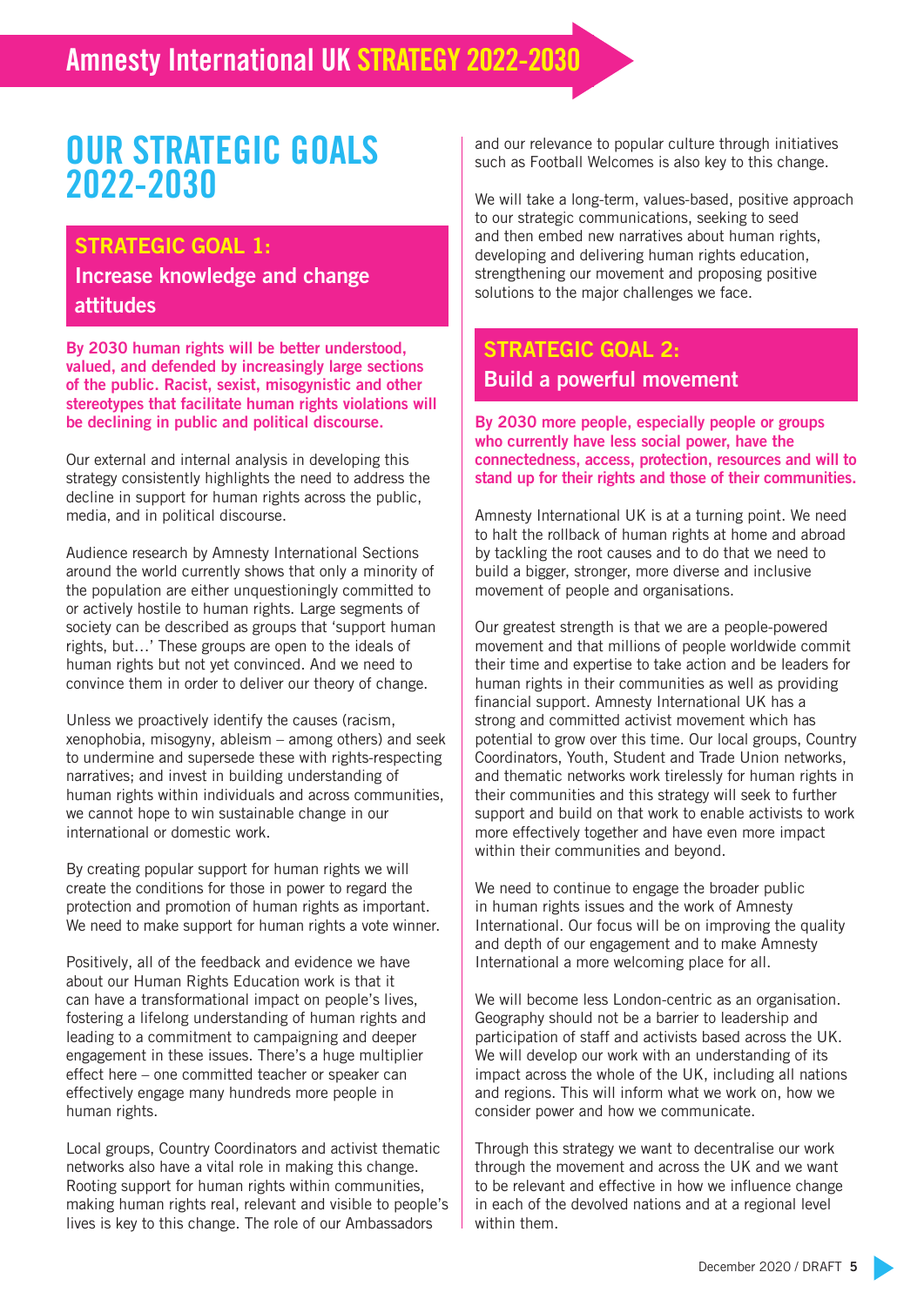# OUR STRATEGIC GOALS 2022-2030

## STRATEGIC GOAL 1: Increase knowledge and change attitudes

**By 2030 human rights will be better understood, valued, and defended by increasingly large sections of the public. Racist, sexist, misogynistic and other stereotypes that facilitate human rights violations will be declining in public and political discourse.**

Our external and internal analysis in developing this strategy consistently highlights the need to address the decline in support for human rights across the public, media, and in political discourse.

Audience research by Amnesty International Sections around the world currently shows that only a minority of the population are either unquestioningly committed to or actively hostile to human rights. Large segments of society can be described as groups that 'support human rights, but…' These groups are open to the ideals of human rights but not yet convinced. And we need to convince them in order to deliver our theory of change.

Unless we proactively identify the causes (racism, xenophobia, misogyny, ableism – among others) and seek to undermine and supersede these with rights-respecting narratives; and invest in building understanding of human rights within individuals and across communities, we cannot hope to win sustainable change in our international or domestic work.

By creating popular support for human rights we will create the conditions for those in power to regard the protection and promotion of human rights as important. We need to make support for human rights a vote winner.

Positively, all of the feedback and evidence we have about our Human Rights Education work is that it can have a transformational impact on people's lives, fostering a lifelong understanding of human rights and leading to a commitment to campaigning and deeper engagement in these issues. There's a huge multiplier effect here – one committed teacher or speaker can effectively engage many hundreds more people in human rights.

Local groups, Country Coordinators and activist thematic networks also have a vital role in making this change. Rooting support for human rights within communities, making human rights real, relevant and visible to people's lives is key to this change. The role of our Ambassadors and our relevance to popular culture through initiatives such as Football Welcomes is also key to this change.

We will take a long-term, values-based, positive approach to our strategic communications, seeking to seed and then embed new narratives about human rights, developing and delivering human rights education, strengthening our movement and proposing positive solutions to the major challenges we face.

## STRATEGIC GOAL 2: Build a powerful movement

**By 2030 more people, especially people or groups who currently have less social power, have the connectedness, access, protection, resources and will to stand up for their rights and those of their communities.**

Amnesty International UK is at a turning point. We need to halt the rollback of human rights at home and abroad by tackling the root causes and to do that we need to build a bigger, stronger, more diverse and inclusive movement of people and organisations.

Our greatest strength is that we are a people-powered movement and that millions of people worldwide commit their time and expertise to take action and be leaders for human rights in their communities as well as providing financial support. Amnesty International UK has a strong and committed activist movement which has potential to grow over this time. Our local groups, Country Coordinators, Youth, Student and Trade Union networks, and thematic networks work tirelessly for human rights in their communities and this strategy will seek to further support and build on that work to enable activists to work more effectively together and have even more impact within their communities and beyond.

We need to continue to engage the broader public in human rights issues and the work of Amnesty International. Our focus will be on improving the quality and depth of our engagement and to make Amnesty International a more welcoming place for all.

We will become less London-centric as an organisation. Geography should not be a barrier to leadership and participation of staff and activists based across the UK. We will develop our work with an understanding of its impact across the whole of the UK, including all nations and regions. This will inform what we work on, how we consider power and how we communicate.

Through this strategy we want to decentralise our work through the movement and across the UK and we want to be relevant and effective in how we influence change in each of the devolved nations and at a regional level within them.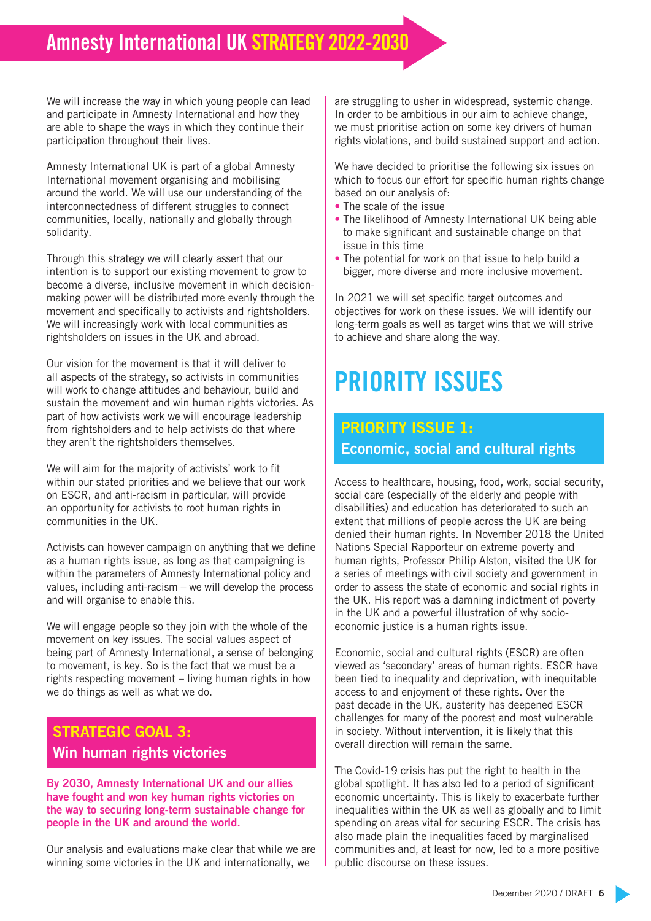We will increase the way in which young people can lead and participate in Amnesty International and how they are able to shape the ways in which they continue their participation throughout their lives.

Amnesty International UK is part of a global Amnesty International movement organising and mobilising around the world. We will use our understanding of the interconnectedness of different struggles to connect communities, locally, nationally and globally through solidarity.

Through this strategy we will clearly assert that our intention is to support our existing movement to grow to become a diverse, inclusive movement in which decision-making power will be distributed more evenly through the movement and specifically to activists and rightsholders. We will increasingly work with local communities as rightsholders on issues in the UK and abroad.

Our vision for the movement is that it will deliver to all aspects of the strategy, so activists in communities will work to change attitudes and behaviour, build and sustain the movement and win human rights victories. As part of how activists work we will encourage leadership from rightsholders and to help activists do that where they aren't the rightsholders themselves.

We will aim for the majority of activists' work to fit within our stated priorities and we believe that our work on ESCR, and anti-racism in particular, will provide an opportunity for activists to root human rights in communities in the UK.

Activists can however campaign on anything that we define as a human rights issue, as long as that campaigning is within the parameters of Amnesty International policy and values, including anti-racism – we will develop the process and will organise to enable this.

We will engage people so they join with the whole of the movement on key issues. The social values aspect of being part of Amnesty International, a sense of belonging to movement, is key. So is the fact that we must be a rights respecting movement – living human rights in how we do things as well as what we do.

## STRATEGIC GOAL 3: Win human rights victories

**By 2030, Amnesty International UK and our allies have fought and won key human rights victories on the way to securing long-term sustainable change for people in the UK and around the world.**

Our analysis and evaluations make clear that while we are winning some victories in the UK and internationally, we are struggling to usher in widespread, systemic change. In order to be ambitious in our aim to achieve change, we must prioritise action on some key drivers of human rights violations, and build sustained support and action.

We have decided to prioritise the following six issues on which to focus our effort for specific human rights change based on our analysis of:

- The scale of the issue
- The likelihood of Amnesty International UK being able to make significant and sustainable change on that issue in this time
- The potential for work on that issue to help build a bigger, more diverse and more inclusive movement.

In 2021 we will set specific target outcomes and objectives for work on these issues. We will identify our long-term goals as well as target wins that we will strive to achieve and share along the way.

# PRIORITY ISSUES

## PRIORITY ISSUE 1: Economic, social and cultural rights

Access to healthcare, housing, food, work, social security, social care (especially of the elderly and people with disabilities) and education has deteriorated to such an extent that millions of people across the UK are being denied their human rights. In November 2018 the United Nations Special Rapporteur on extreme poverty and human rights, Professor Philip Alston, visited the UK for a series of meetings with civil society and government in order to assess the state of economic and social rights in the UK. His report was a damning indictment of poverty in the UK and a powerful illustration of why socio-economic justice is a human rights issue.

Economic, social and cultural rights (ESCR) are often viewed as 'secondary' areas of human rights. ESCR have been tied to inequality and deprivation, with inequitable access to and enjoyment of these rights. Over the past decade in the UK, austerity has deepened ESCR challenges for many of the poorest and most vulnerable in society. Without intervention, it is likely that this overall direction will remain the same.

The Covid-19 crisis has put the right to health in the global spotlight. It has also led to a period of significant economic uncertainty. This is likely to exacerbate further inequalities within the UK as well as globally and to limit spending on areas vital for securing ESCR. The crisis has also made plain the inequalities faced by marginalised communities and, at least for now, led to a more positive public discourse on these issues.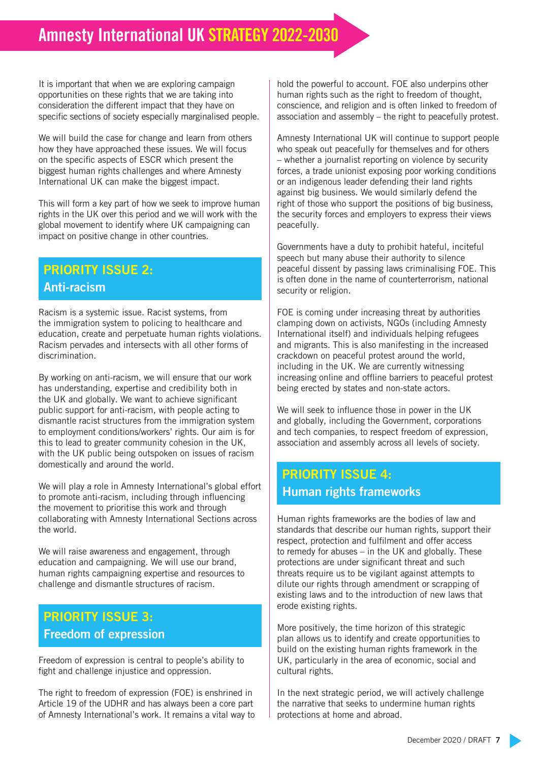It is important that when we are exploring campaign opportunities on these rights that we are taking into consideration the different impact that they have on specific sections of society especially marginalised people.

We will build the case for change and learn from others how they have approached these issues. We will focus on the specific aspects of ESCR which present the biggest human rights challenges and where Amnesty International UK can make the biggest impact.

This will form a key part of how we seek to improve human rights in the UK over this period and we will work with the global movement to identify where UK campaigning can impact on positive change in other countries.

## PRIORITY ISSUE 2: Anti-racism

Racism is a systemic issue. Racist systems, from the immigration system to policing to healthcare and education, create and perpetuate human rights violations. Racism pervades and intersects with all other forms of discrimination.

By working on anti-racism, we will ensure that our work has understanding, expertise and credibility both in the UK and globally. We want to achieve significant public support for anti-racism, with people acting to dismantle racist structures from the immigration system to employment conditions/workers' rights. Our aim is for this to lead to greater community cohesion in the UK, with the UK public being outspoken on issues of racism domestically and around the world.

We will play a role in Amnesty International's global effort to promote anti-racism, including through influencing the movement to prioritise this work and through collaborating with Amnesty International Sections across the world.

We will raise awareness and engagement, through education and campaigning. We will use our brand, human rights campaigning expertise and resources to challenge and dismantle structures of racism.

## PRIORITY ISSUE 3: Freedom of expression

Freedom of expression is central to people's ability to fight and challenge injustice and oppression.

The right to freedom of expression (FOE) is enshrined in Article 19 of the UDHR and has always been a core part of Amnesty International's work. It remains a vital way to hold the powerful to account. FOE also underpins other human rights such as the right to freedom of thought, conscience, and religion and is often linked to freedom of association and assembly – the right to peacefully protest.

Amnesty International UK will continue to support people who speak out peacefully for themselves and for others – whether a journalist reporting on violence by security forces, a trade unionist exposing poor working conditions or an indigenous leader defending their land rights against big business. We would similarly defend the right of those who support the positions of big business, the security forces and employers to express their views peacefully.

Governments have a duty to prohibit hateful, inciteful speech but many abuse their authority to silence peaceful dissent by passing laws criminalising FOE. This is often done in the name of counterterrorism, national security or religion.

FOE is coming under increasing threat by authorities clamping down on activists, NGOs (including Amnesty International itself) and individuals helping refugees and migrants. This is also manifesting in the increased crackdown on peaceful protest around the world, including in the UK. We are currently witnessing increasing online and offline barriers to peaceful protest being erected by states and non-state actors.

We will seek to influence those in power in the UK and globally, including the Government, corporations and tech companies, to respect freedom of expression, association and assembly across all levels of society.

## PRIORITY ISSUE 4: Human rights frameworks

Human rights frameworks are the bodies of law and standards that describe our human rights, support their respect, protection and fulfilment and offer access to remedy for abuses – in the UK and globally. These protections are under significant threat and such threats require us to be vigilant against attempts to dilute our rights through amendment or scrapping of existing laws and to the introduction of new laws that erode existing rights.

More positively, the time horizon of this strategic plan allows us to identify and create opportunities to build on the existing human rights framework in the UK, particularly in the area of economic, social and cultural rights.

In the next strategic period, we will actively challenge the narrative that seeks to undermine human rights protections at home and abroad.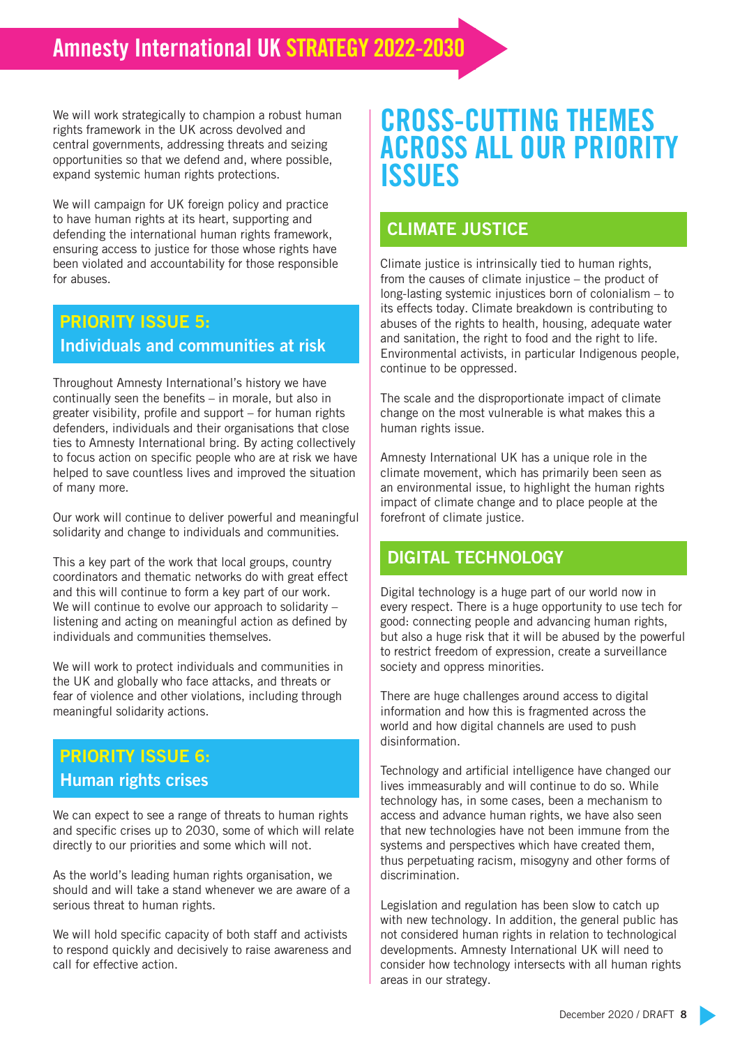We will work strategically to champion a robust human rights framework in the UK across devolved and central governments, addressing threats and seizing opportunities so that we defend and, where possible, expand systemic human rights protections.

We will campaign for UK foreign policy and practice to have human rights at its heart, supporting and defending the international human rights framework, ensuring access to justice for those whose rights have been violated and accountability for those responsible for abuses.

## PRIORITY ISSUE 5: Individuals and communities at risk

Throughout Amnesty International's history we have continually seen the benefits – in morale, but also in greater visibility, profile and support – for human rights defenders, individuals and their organisations that close ties to Amnesty International bring. By acting collectively to focus action on specific people who are at risk we have helped to save countless lives and improved the situation of many more.

Our work will continue to deliver powerful and meaningful solidarity and change to individuals and communities.

This a key part of the work that local groups, country coordinators and thematic networks do with great effect and this will continue to form a key part of our work. We will continue to evolve our approach to solidarity – listening and acting on meaningful action as defined by individuals and communities themselves.

We will work to protect individuals and communities in the UK and globally who face attacks, and threats or fear of violence and other violations, including through meaningful solidarity actions.

## PRIORITY ISSUE 6: Human rights crises

We can expect to see a range of threats to human rights and specific crises up to 2030, some of which will relate directly to our priorities and some which will not.

As the world's leading human rights organisation, we should and will take a stand whenever we are aware of a serious threat to human rights.

We will hold specific capacity of both staff and activists to respond quickly and decisively to raise awareness and call for effective action.

# CROSS-CUTTING THEMES ACROSS ALL OUR PRIORITY ISSUES

## CLIMATE JUSTICE

Climate justice is intrinsically tied to human rights, from the causes of climate injustice – the product of long-lasting systemic injustices born of colonialism – to its effects today. Climate breakdown is contributing to abuses of the rights to health, housing, adequate water and sanitation, the right to food and the right to life. Environmental activists, in particular Indigenous people, continue to be oppressed.

The scale and the disproportionate impact of climate change on the most vulnerable is what makes this a human rights issue.

Amnesty International UK has a unique role in the climate movement, which has primarily been seen as an environmental issue, to highlight the human rights impact of climate change and to place people at the forefront of climate justice.

## DIGITAL TECHNOLOGY

Digital technology is a huge part of our world now in every respect. There is a huge opportunity to use tech for good: connecting people and advancing human rights, but also a huge risk that it will be abused by the powerful to restrict freedom of expression, create a surveillance society and oppress minorities.

There are huge challenges around access to digital information and how this is fragmented across the world and how digital channels are used to push disinformation.

Technology and artificial intelligence have changed our lives immeasurably and will continue to do so. While technology has, in some cases, been a mechanism to access and advance human rights, we have also seen that new technologies have not been immune from the systems and perspectives which have created them, thus perpetuating racism, misogyny and other forms of discrimination.

Legislation and regulation has been slow to catch up with new technology. In addition, the general public has not considered human rights in relation to technological developments. Amnesty International UK will need to consider how technology intersects with all human rights areas in our strategy.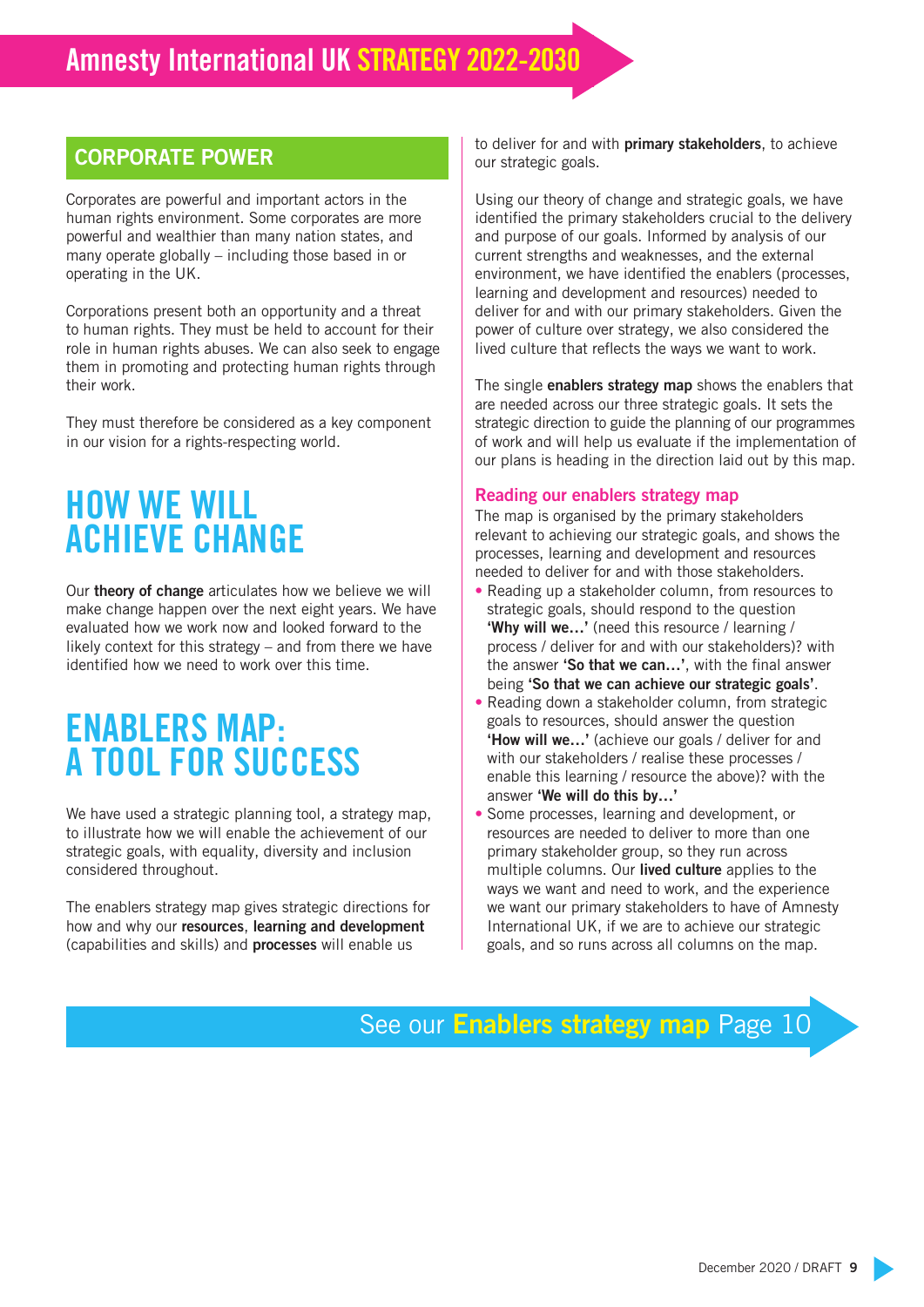## CORPORATE POWER

Corporates are powerful and important actors in the human rights environment. Some corporates are more powerful and wealthier than many nation states, and many operate globally – including those based in or operating in the UK.

Corporations present both an opportunity and a threat to human rights. They must be held to account for their role in human rights abuses. We can also seek to engage them in promoting and protecting human rights through their work.

They must therefore be considered as a key component in our vision for a rights-respecting world.

# HOW WE WILL ACHIEVE CHANGE

Our **theory of change** articulates how we believe we will make change happen over the next eight years. We have evaluated how we work now and looked forward to the likely context for this strategy – and from there we have identified how we need to work over this time.

# ENABLERS MAP: A TOOL FOR SUCCESS

We have used a strategic planning tool, a strategy map, to illustrate how we will enable the achievement of our strategic goals, with equality, diversity and inclusion considered throughout.

The enablers strategy map gives strategic directions for how and why our **resources**, **learning and development** (capabilities and skills) and **processes** will enable us to deliver for and with **primary stakeholders**, to achieve our strategic goals.

Using our theory of change and strategic goals, we have identified the primary stakeholders crucial to the delivery and purpose of our goals. Informed by analysis of our current strengths and weaknesses, and the external environment, we have identified the enablers (processes, learning and development and resources) needed to deliver for and with our primary stakeholders. Given the power of culture over strategy, we also considered the lived culture that reflects the ways we want to work.

The single **enablers strategy map** shows the enablers that are needed across our three strategic goals. It sets the strategic direction to guide the planning of our programmes of work and will help us evaluate if the implementation of our plans is heading in the direction laid out by this map.

### Reading our enablers strategy map

The map is organised by the primary stakeholders relevant to achieving our strategic goals, and shows the processes, learning and development and resources needed to deliver for and with those stakeholders.

- Reading up a stakeholder column, from resources to strategic goals, should respond to the question **'Why will we…'** (need this resource / learning / process / deliver for and with our stakeholders)? with the answer **'So that we can…'**, with the final answer being **'So that we can achieve our strategic goals'**.
- Reading down a stakeholder column, from strategic goals to resources, should answer the question **'How will we…'** (achieve our goals / deliver for and with our stakeholders / realise these processes / enable this learning / resource the above)? with the answer **'We will do this by…'**
- Some processes, learning and development, or resources are needed to deliver to more than one primary stakeholder group, so they run across multiple columns. Our **lived culture** applies to the ways we want and need to work, and the experience we want our primary stakeholders to have of Amnesty International UK, if we are to achieve our strategic goals, and so runs across all columns on the map.

See our **Enablers strategy map** Page 10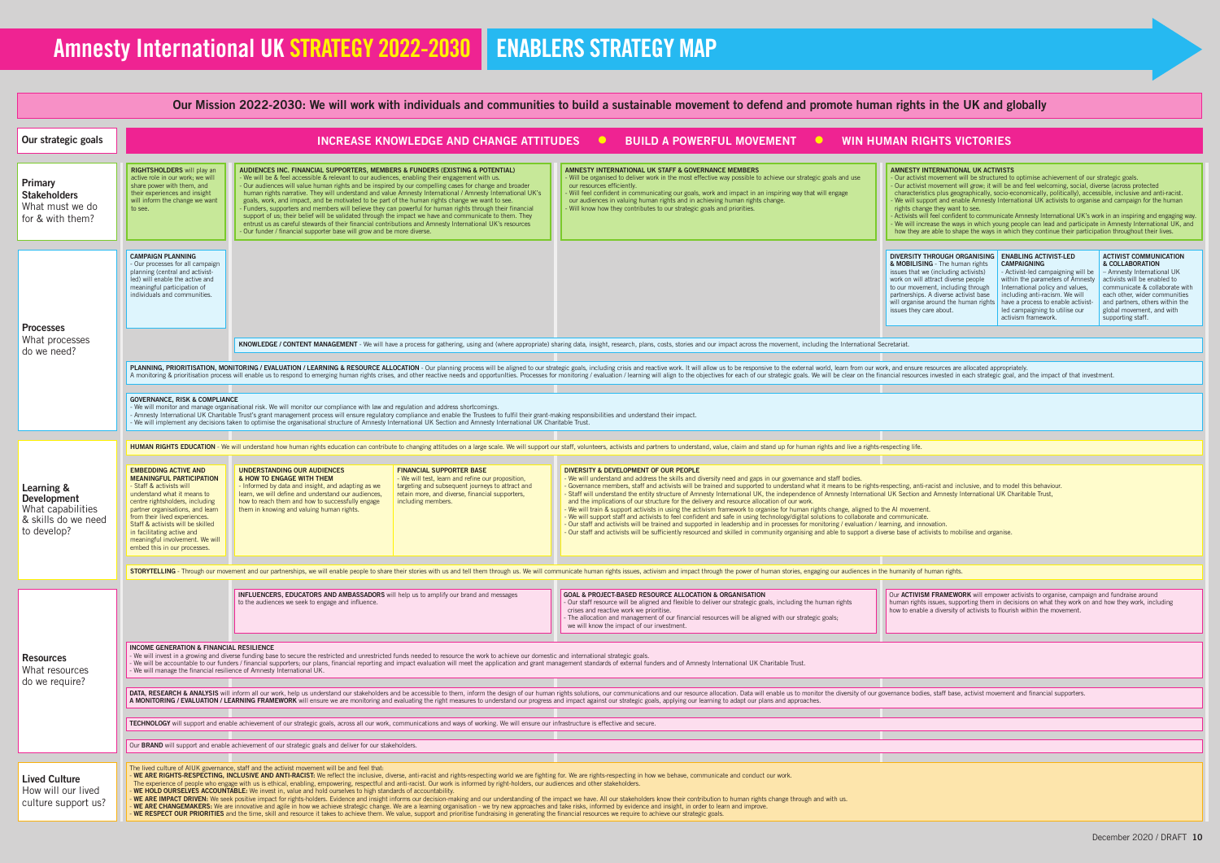# Amnesty International UK STRATEGY 2022-2030 | ENABLERS STRATEGY MAP

**Our Mission 2022-2030: We will work with individuals and communities to build a sustainable movement to defend and promote human rights in the UK and globally**

## Our strategic goals

INCREASE KNOWLEDGE AND CHANGE ATTITUDES • BUILD A POWERFUL MOVEMENT • WIN HUMAN RIGHTS VICTORIES

## Primary Stakeholders
What must we do for & with them?

**RIGHTSHOLDERS** will play an active role in our work; we will share power with them, and their experiences and insight will inform the change we want to see.

**AUDIENCES INC. FINANCIAL SUPPORTERS, MEMBERS & FUNDERS (EXISTING & POTENTIAL)**
- We will be & feel accessible & relevant to our audiences, enabling their engagement with us.
- Our audiences will value human rights and be inspired by our compelling cases for change and broader human rights narrative. They will understand and value Amnesty International / Amnesty International UK's goals, work, and impact, and be motivated to be part of the human rights change we want to see.
- Funders, supporters and members will believe they can powerful for human rights through their financial support of us; their belief will be validated through the impact we have and communicate to them. They entrust us as careful stewards of their financial contributions and Amnesty International UK's resources
- Our funder / financial supporter base will grow and be more diverse.

**AMNESTY INTERNATIONAL UK STAFF & GOVERNANCE MEMBERS**
- Will be organised to deliver work in the most effective way possible to achieve our strategic goals and use our resources efficiently.
- Will feel confident in communicating our goals, work and impact in an inspiring way that will engage our audiences in valuing human rights and in achieving human rights change.
- Will know how they contributes to our strategic goals and priorities.

**AMNESTY INTERNATIONAL UK ACTIVISTS**
- Our activist movement will be structured to optimise achievement of our strategic goals.
- Our activist movement will grow; it will be and feel welcoming, social, diverse (across protected characteristics plus geographically, socio-economically, politically), accessible, inclusive and anti-racist.
- We will support and enable Amnesty International UK activists to organise and campaign for the human rights change they want to see.
- Activists will feel confident to communicate Amnesty International UK's work in an inspiring and engaging way.
- We will increase the ways in which young people can lead and participate in Amnesty International UK, and how they are able to shape the ways in which they continue their participation throughout their lives.

## Processes
What processes do we need?

**CAMPAIGN PLANNING**
- Our processes for all campaign planning (central and activist-led) will enable the active and meaningful participation of individuals and communities.

**DIVERSITY THROUGH ORGANISING & MOBILISING** - The human rights issues that we (including activists) work on will attract diverse people to our movement, including through partnerships. A diverse activist base will organise around the human rights issues they care about.

**ENABLING ACTIVIST-LED CAMPAIGNING**
- Activist-led campaigning will be within the parameters of Amnesty International policy and values, including anti-racism. We will have a process to enable activist-led campaigning to utilise our activism framework.

**ACTIVIST COMMUNICATION & COLLABORATION**
- Amnesty International UK activists will be enabled to communicate & collaborate with each other, wider communities and partners, others within the global movement, and with supporting staff.

**KNOWLEDGE / CONTENT MANAGEMENT** - We will have a process for gathering, using and (where appropriate) sharing data, insight, research, plans, costs, stories and our impact across the movement, including the International Secretariat.

**PLANNING, PRIORITISATION, MONITORING / EVALUATION / LEARNING & RESOURCE ALLOCATION** - Our planning process will be aligned to our strategic goals, including crisis and reactive work. It will allow us to be responsive to the external world, learn from our work, and ensure resources are allocated appropriately.
A monitoring & prioritisation process will enable us to respond to emerging human rights crises, and other reactive needs and opportunities. Processes for monitoring / evaluation / learning will align to the objectives for each of our strategic goals. We will be clear on the financial resources invested in each strategic goal, and the impact of that investment.

**GOVERNANCE, RISK & COMPLIANCE**
- We will monitor and manage organisational risk. We will monitor our compliance with law and regulation and address shortcomings.
- Amnesty International UK Charitable Trust's grant management process will ensure regulatory compliance and enable the Trustees to fulfil their grant-making responsibilities and understand their impact.
- We will implement any decisions taken to optimise the organisational structure of Amnesty International UK Section and Amnesty International UK Charitable Trust.

## Learning & Development
What capabilities & skills do we need to develop?

**HUMAN RIGHTS EDUCATION** - We will understand how human rights education can contribute to changing attitudes on a large scale. We will support our staff, volunteers, activists and partners to understand, value, claim and stand up for human rights and live a rights-respecting life.

**EMBEDDING ACTIVE AND MEANINGFUL PARTICIPATION**
- Staff & activists will understand what it means to centre rightsholders, including partner organisations, and learn from their lived experiences. Staff & activists will be skilled in facilitating active and meaningful involvement. We will embed this in our processes.

**UNDERSTANDING OUR AUDIENCES & HOW TO ENGAGE WITH THEM**
- Informed by data and insight, and adapting as we learn, we will define and understand our audiences, how to reach them and how to successfully engage them in knowing and valuing human rights.

**FINANCIAL SUPPORTER BASE**
- We will test, learn and refine our proposition, targeting and subsequent journeys to attract and retain more, and diverse, financial supporters, including members.

**DIVERSITY & DEVELOPMENT OF OUR PEOPLE**
- We will understand and address the skills and diversity need and gaps in our governance and staff bodies.
- Governance members, staff and activists will be trained and supported to understand what it means to be rights-respecting, anti-racist and inclusive, and to model this behaviour.
- Staff will understand the entity structure of Amnesty International UK, the independence of Amnesty International UK Section and Amnesty International UK Charitable Trust, and the implications of our structure for the delivery and resource allocation of our work.
- We will train & support activists in using the activism framework to organise for human rights change, aligned to the AI movement.
- We will support staff and activists to feel confident and safe in using technology/digital solutions to collaborate and communicate.
- Our staff and activists will be trained and supported in leadership and in processes for monitoring / evaluation / learning, and innovation.
- Our staff and activists will be sufficiently resourced and skilled in community organising and able to support a diverse base of activists to mobilise and organise.

**STORYTELLING** - Through our movement and our partnerships, we will enable people to share their stories with us and tell them through us. We will communicate human rights issues, activism and impact through the power of human stories, engaging our audiences in the humanity of human rights.

## Resources
What resources do we require?

**INFLUENCERS, EDUCATORS AND AMBASSADORS** will help us to amplify our brand and messages to the audiences we seek to engage and influence.

**GOAL & PROJECT-BASED RESOURCE ALLOCATION & ORGANISATION**
- Our staff resource will be aligned and flexible to deliver our strategic goals, including the human rights crises and reactive work we prioritise.
- The allocation and management of our financial resources will be aligned with our strategic goals; we will know the impact of our investment.

Our **ACTIVISM FRAMEWORK** will empower activists to organise, campaign and fundraise around human rights issues, supporting them in decisions on what they work on and how they work, including how to enable a diversity of activists to flourish within the movement.

**INCOME GENERATION & FINANCIAL RESILIENCE**
- We will invest in a growing and diverse funding base to secure the restricted and unrestricted funds needed to resource the work to achieve our domestic and international strategic goals.
- We will be accountable to our funders / financial supporters; our plans, financial reporting and impact evaluation will meet the application and grant management standards of external funders and of Amnesty International UK Charitable Trust.
- We will manage the financial resilience of Amnesty International UK.

**DATA, RESEARCH & ANALYSIS** will inform all our work, help us understand our stakeholders and be accessible to them, inform the design of our human rights solutions, our communications and our resource allocation. Data will enable us to monitor the diversity of our governance bodies, staff base, activist movement and financial supporters.
**A MONITORING / EVALUATION / LEARNING FRAMEWORK** will ensure we are monitoring and evaluating the right measures to understand our progress and impact against our strategic goals, applying our learning to adapt our plans and approaches.

**TECHNOLOGY** will support and enable achievement of our strategic goals, across all our work, communications and ways of working. We will ensure our infrastructure is effective and secure.

Our **BRAND** will support and enable achievement of our strategic goals and deliver for our stakeholders.

## Lived Culture
How will our lived culture support us?

The lived culture of AIUK governance, staff and the activist movement will be and feel that:
- **WE ARE RIGHTS-RESPECTING, INCLUSIVE AND ANTI-RACIST:** We reflect the inclusive, diverse, anti-racist and rights-respecting world we are fighting for. We are rights-respecting in how we behave, communicate and conduct our work. The experience of people who engage with us is ethical, enabling, empowering, respectful and anti-racist. Our work is informed by right-holders, our audiences and other stakeholders.
- **WE HOLD OURSELVES ACCOUNTABLE:** We invest in, value and hold ourselves to high standards of accountability.
- **WE ARE IMPACT DRIVEN:** We seek positive impact for rights-holders. Evidence and insight informs our decision-making and our understanding of the impact we have. All our stakeholders know their contribution to human rights change through and with us.
- **WE ARE CHANGEMAKERS:** We are innovative and agile in how we achieve strategic change. We are a learning organisation - we try new approaches and take risks, informed by evidence and insight, in order to learn and improve.
- **WE RESPECT OUR PRIORITIES** and the time, skill and resource it takes to achieve them. We value, support and prioritise fundraising in generating the financial resources we require to achieve our strategic goals.

December 2020 / DRAFT